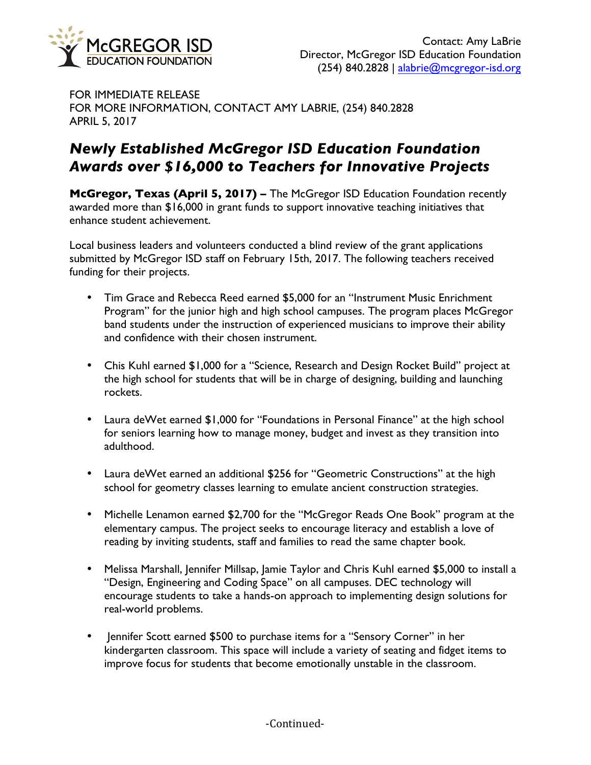McGREGOR ISD
EDUCATION FOUNDATION

Contact: Amy LaBrie
Director, McGregor ISD Education Foundation
(254) 840.2828 | alabrie@mcgregor-isd.org

FOR IMMEDIATE RELEASE
FOR MORE INFORMATION, CONTACT AMY LABRIE, (254) 840.2828
APRIL 5, 2017

# *Newly Established McGregor ISD Education Foundation Awards over $16,000 to Teachers for Innovative Projects*

**McGregor, Texas (April 5, 2017) –** The McGregor ISD Education Foundation recently awarded more than $16,000 in grant funds to support innovative teaching initiatives that enhance student achievement.

Local business leaders and volunteers conducted a blind review of the grant applications submitted by McGregor ISD staff on February 15th, 2017. The following teachers received funding for their projects.

- Tim Grace and Rebecca Reed earned $5,000 for an "Instrument Music Enrichment Program" for the junior high and high school campuses. The program places McGregor band students under the instruction of experienced musicians to improve their ability and confidence with their chosen instrument.

- Chis Kuhl earned $1,000 for a "Science, Research and Design Rocket Build" project at the high school for students that will be in charge of designing, building and launching rockets.

- Laura deWet earned $1,000 for "Foundations in Personal Finance" at the high school for seniors learning how to manage money, budget and invest as they transition into adulthood.

- Laura deWet earned an additional $256 for "Geometric Constructions" at the high school for geometry classes learning to emulate ancient construction strategies.

- Michelle Lenamon earned $2,700 for the "McGregor Reads One Book" program at the elementary campus. The project seeks to encourage literacy and establish a love of reading by inviting students, staff and families to read the same chapter book.

- Melissa Marshall, Jennifer Millsap, Jamie Taylor and Chris Kuhl earned $5,000 to install a "Design, Engineering and Coding Space" on all campuses. DEC technology will encourage students to take a hands-on approach to implementing design solutions for real-world problems.

- Jennifer Scott earned $500 to purchase items for a "Sensory Corner" in her kindergarten classroom. This space will include a variety of seating and fidget items to improve focus for students that become emotionally unstable in the classroom.

-Continued-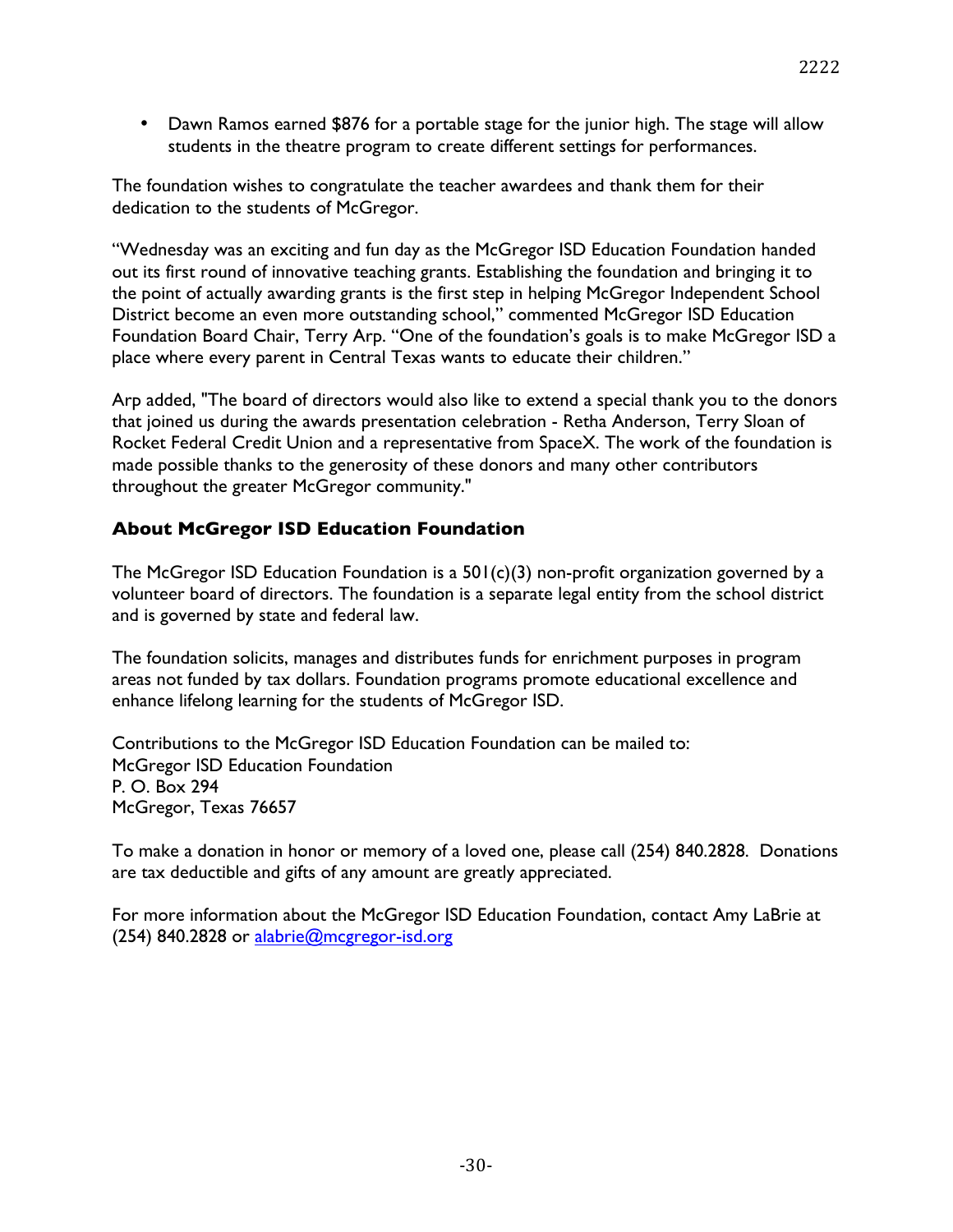- Dawn Ramos earned $876 for a portable stage for the junior high. The stage will allow students in the theatre program to create different settings for performances.

The foundation wishes to congratulate the teacher awardees and thank them for their dedication to the students of McGregor.

"Wednesday was an exciting and fun day as the McGregor ISD Education Foundation handed out its first round of innovative teaching grants. Establishing the foundation and bringing it to the point of actually awarding grants is the first step in helping McGregor Independent School District become an even more outstanding school," commented McGregor ISD Education Foundation Board Chair, Terry Arp. "One of the foundation's goals is to make McGregor ISD a place where every parent in Central Texas wants to educate their children."

Arp added, "The board of directors would also like to extend a special thank you to the donors that joined us during the awards presentation celebration - Retha Anderson, Terry Sloan of Rocket Federal Credit Union and a representative from SpaceX. The work of the foundation is made possible thanks to the generosity of these donors and many other contributors throughout the greater McGregor community."

### About McGregor ISD Education Foundation

The McGregor ISD Education Foundation is a 501(c)(3) non-profit organization governed by a volunteer board of directors. The foundation is a separate legal entity from the school district and is governed by state and federal law.

The foundation solicits, manages and distributes funds for enrichment purposes in program areas not funded by tax dollars. Foundation programs promote educational excellence and enhance lifelong learning for the students of McGregor ISD.

Contributions to the McGregor ISD Education Foundation can be mailed to:
McGregor ISD Education Foundation
P. O. Box 294
McGregor, Texas 76657

To make a donation in honor or memory of a loved one, please call (254) 840.2828. Donations are tax deductible and gifts of any amount are greatly appreciated.

For more information about the McGregor ISD Education Foundation, contact Amy LaBrie at (254) 840.2828 or alabrie@mcgregor-isd.org